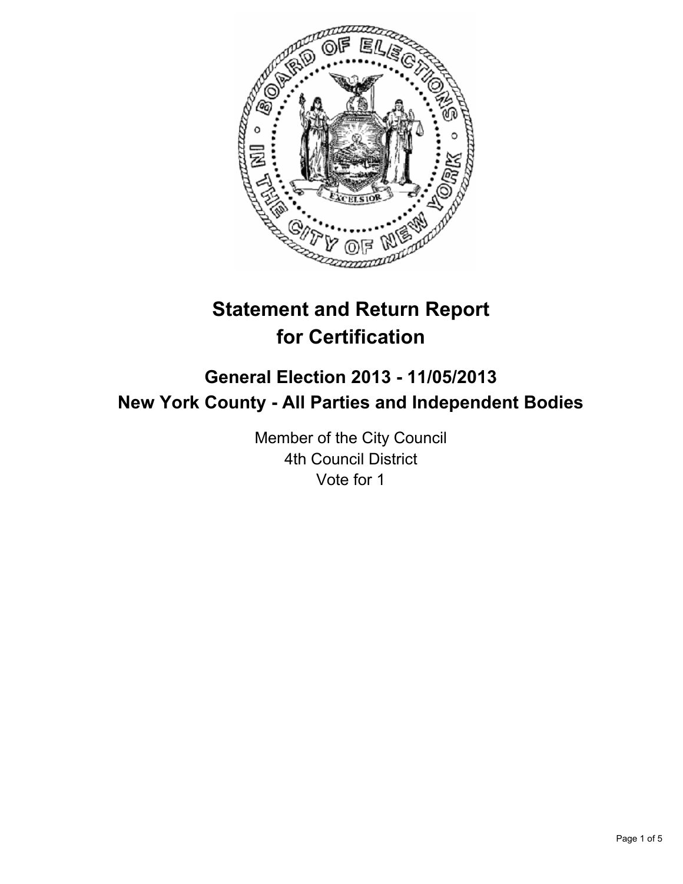# Statement and Return Report for Certification

## General Election 2013 - 11/05/2013
## New York County - All Parties and Independent Bodies

Member of the City Council
4th Council District
Vote for 1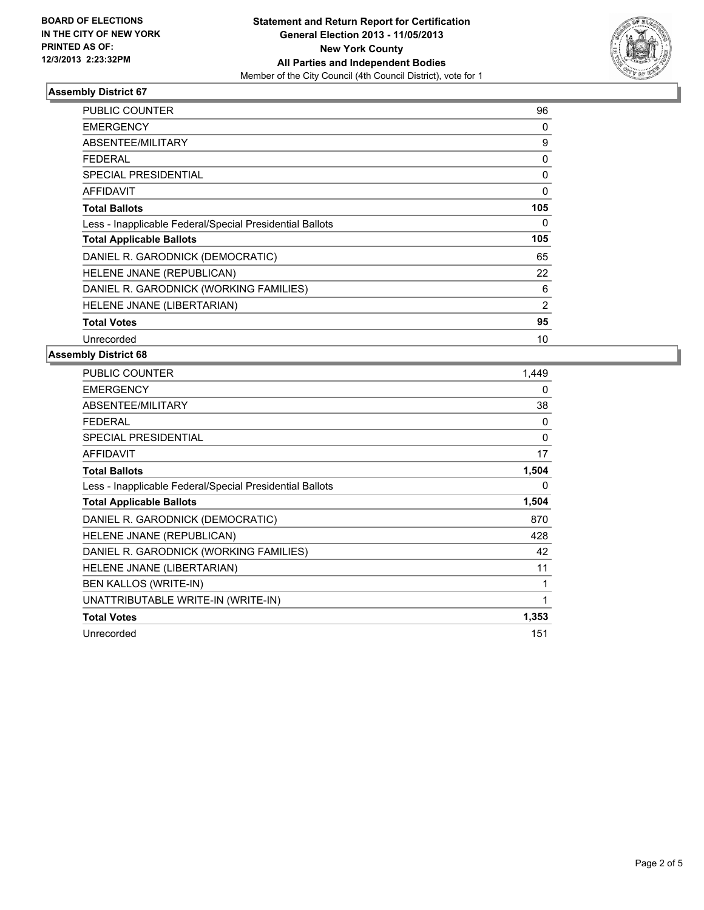BOARD OF ELECTIONS
IN THE CITY OF NEW YORK
PRINTED AS OF:
12/3/2013 2:23:32PM

**Statement and Return Report for Certification**
**General Election 2013 - 11/05/2013**
**New York County**
**All Parties and Independent Bodies**
Member of the City Council (4th Council District), vote for 1

## Assembly District 67

| | |
|---|---|
| PUBLIC COUNTER | 96 |
| EMERGENCY | 0 |
| ABSENTEE/MILITARY | 9 |
| FEDERAL | 0 |
| SPECIAL PRESIDENTIAL | 0 |
| AFFIDAVIT | 0 |
| **Total Ballots** | **105** |
| Less - Inapplicable Federal/Special Presidential Ballots | 0 |
| **Total Applicable Ballots** | **105** |
| DANIEL R. GARODNICK (DEMOCRATIC) | 65 |
| HELENE JNANE (REPUBLICAN) | 22 |
| DANIEL R. GARODNICK (WORKING FAMILIES) | 6 |
| HELENE JNANE (LIBERTARIAN) | 2 |
| **Total Votes** | **95** |
| Unrecorded | 10 |

## Assembly District 68

| | |
|---|---|
| PUBLIC COUNTER | 1,449 |
| EMERGENCY | 0 |
| ABSENTEE/MILITARY | 38 |
| FEDERAL | 0 |
| SPECIAL PRESIDENTIAL | 0 |
| AFFIDAVIT | 17 |
| **Total Ballots** | **1,504** |
| Less - Inapplicable Federal/Special Presidential Ballots | 0 |
| **Total Applicable Ballots** | **1,504** |
| DANIEL R. GARODNICK (DEMOCRATIC) | 870 |
| HELENE JNANE (REPUBLICAN) | 428 |
| DANIEL R. GARODNICK (WORKING FAMILIES) | 42 |
| HELENE JNANE (LIBERTARIAN) | 11 |
| BEN KALLOS (WRITE-IN) | 1 |
| UNATTRIBUTABLE WRITE-IN (WRITE-IN) | 1 |
| **Total Votes** | **1,353** |
| Unrecorded | 151 |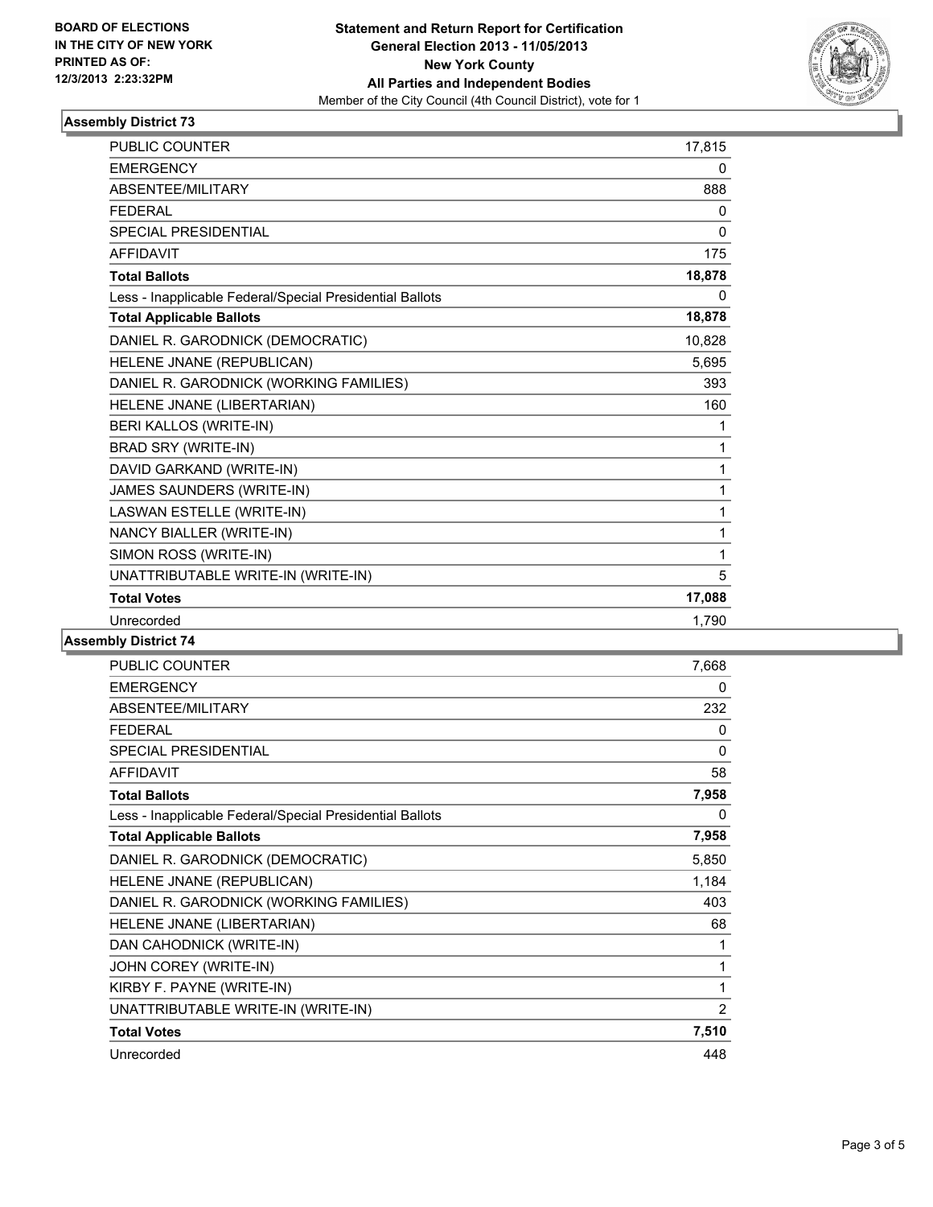**BOARD OF ELECTIONS IN THE CITY OF NEW YORK PRINTED AS OF: 12/3/2013 2:23:32PM**

**Statement and Return Report for Certification**
**General Election 2013 - 11/05/2013**
**New York County**
**All Parties and Independent Bodies**
Member of the City Council (4th Council District), vote for 1

### Assembly District 73

| | |
|---|---|
| PUBLIC COUNTER | 17,815 |
| EMERGENCY | 0 |
| ABSENTEE/MILITARY | 888 |
| FEDERAL | 0 |
| SPECIAL PRESIDENTIAL | 0 |
| AFFIDAVIT | 175 |
| **Total Ballots** | **18,878** |
| Less - Inapplicable Federal/Special Presidential Ballots | 0 |
| **Total Applicable Ballots** | **18,878** |
| DANIEL R. GARODNICK (DEMOCRATIC) | 10,828 |
| HELENE JNANE (REPUBLICAN) | 5,695 |
| DANIEL R. GARODNICK (WORKING FAMILIES) | 393 |
| HELENE JNANE (LIBERTARIAN) | 160 |
| BERI KALLOS (WRITE-IN) | 1 |
| BRAD SRY (WRITE-IN) | 1 |
| DAVID GARKAND (WRITE-IN) | 1 |
| JAMES SAUNDERS (WRITE-IN) | 1 |
| LASWAN ESTELLE (WRITE-IN) | 1 |
| NANCY BIALLER (WRITE-IN) | 1 |
| SIMON ROSS (WRITE-IN) | 1 |
| UNATTRIBUTABLE WRITE-IN (WRITE-IN) | 5 |
| **Total Votes** | **17,088** |
| Unrecorded | 1,790 |

### Assembly District 74

| | |
|---|---|
| PUBLIC COUNTER | 7,668 |
| EMERGENCY | 0 |
| ABSENTEE/MILITARY | 232 |
| FEDERAL | 0 |
| SPECIAL PRESIDENTIAL | 0 |
| AFFIDAVIT | 58 |
| **Total Ballots** | **7,958** |
| Less - Inapplicable Federal/Special Presidential Ballots | 0 |
| **Total Applicable Ballots** | **7,958** |
| DANIEL R. GARODNICK (DEMOCRATIC) | 5,850 |
| HELENE JNANE (REPUBLICAN) | 1,184 |
| DANIEL R. GARODNICK (WORKING FAMILIES) | 403 |
| HELENE JNANE (LIBERTARIAN) | 68 |
| DAN CAHODNICK (WRITE-IN) | 1 |
| JOHN COREY (WRITE-IN) | 1 |
| KIRBY F. PAYNE (WRITE-IN) | 1 |
| UNATTRIBUTABLE WRITE-IN (WRITE-IN) | 2 |
| **Total Votes** | **7,510** |
| Unrecorded | 448 |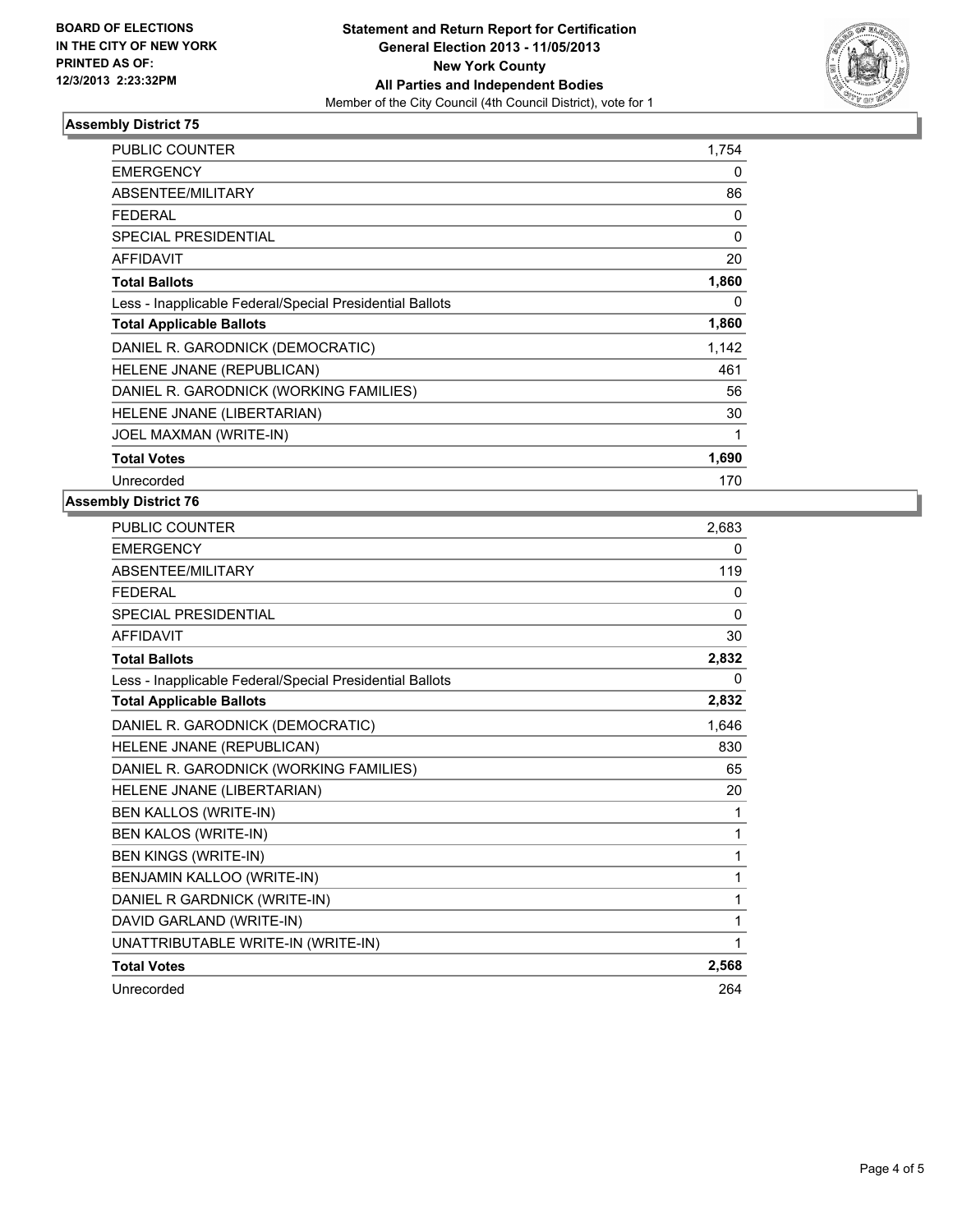**BOARD OF ELECTIONS IN THE CITY OF NEW YORK PRINTED AS OF: 12/3/2013 2:23:32PM**

**Statement and Return Report for Certification General Election 2013 - 11/05/2013 New York County All Parties and Independent Bodies**
Member of the City Council (4th Council District), vote for 1

## Assembly District 75

| | |
|---|---|
| PUBLIC COUNTER | 1,754 |
| EMERGENCY | 0 |
| ABSENTEE/MILITARY | 86 |
| FEDERAL | 0 |
| SPECIAL PRESIDENTIAL | 0 |
| AFFIDAVIT | 20 |
| **Total Ballots** | **1,860** |
| Less - Inapplicable Federal/Special Presidential Ballots | 0 |
| **Total Applicable Ballots** | **1,860** |
| DANIEL R. GARODNICK (DEMOCRATIC) | 1,142 |
| HELENE JNANE (REPUBLICAN) | 461 |
| DANIEL R. GARODNICK (WORKING FAMILIES) | 56 |
| HELENE JNANE (LIBERTARIAN) | 30 |
| JOEL MAXMAN (WRITE-IN) | 1 |
| **Total Votes** | **1,690** |
| Unrecorded | 170 |

## Assembly District 76

| | |
|---|---|
| PUBLIC COUNTER | 2,683 |
| EMERGENCY | 0 |
| ABSENTEE/MILITARY | 119 |
| FEDERAL | 0 |
| SPECIAL PRESIDENTIAL | 0 |
| AFFIDAVIT | 30 |
| **Total Ballots** | **2,832** |
| Less - Inapplicable Federal/Special Presidential Ballots | 0 |
| **Total Applicable Ballots** | **2,832** |
| DANIEL R. GARODNICK (DEMOCRATIC) | 1,646 |
| HELENE JNANE (REPUBLICAN) | 830 |
| DANIEL R. GARODNICK (WORKING FAMILIES) | 65 |
| HELENE JNANE (LIBERTARIAN) | 20 |
| BEN KALLOS (WRITE-IN) | 1 |
| BEN KALOS (WRITE-IN) | 1 |
| BEN KINGS (WRITE-IN) | 1 |
| BENJAMIN KALLOO (WRITE-IN) | 1 |
| DANIEL R GARDNICK (WRITE-IN) | 1 |
| DAVID GARLAND (WRITE-IN) | 1 |
| UNATTRIBUTABLE WRITE-IN (WRITE-IN) | 1 |
| **Total Votes** | **2,568** |
| Unrecorded | 264 |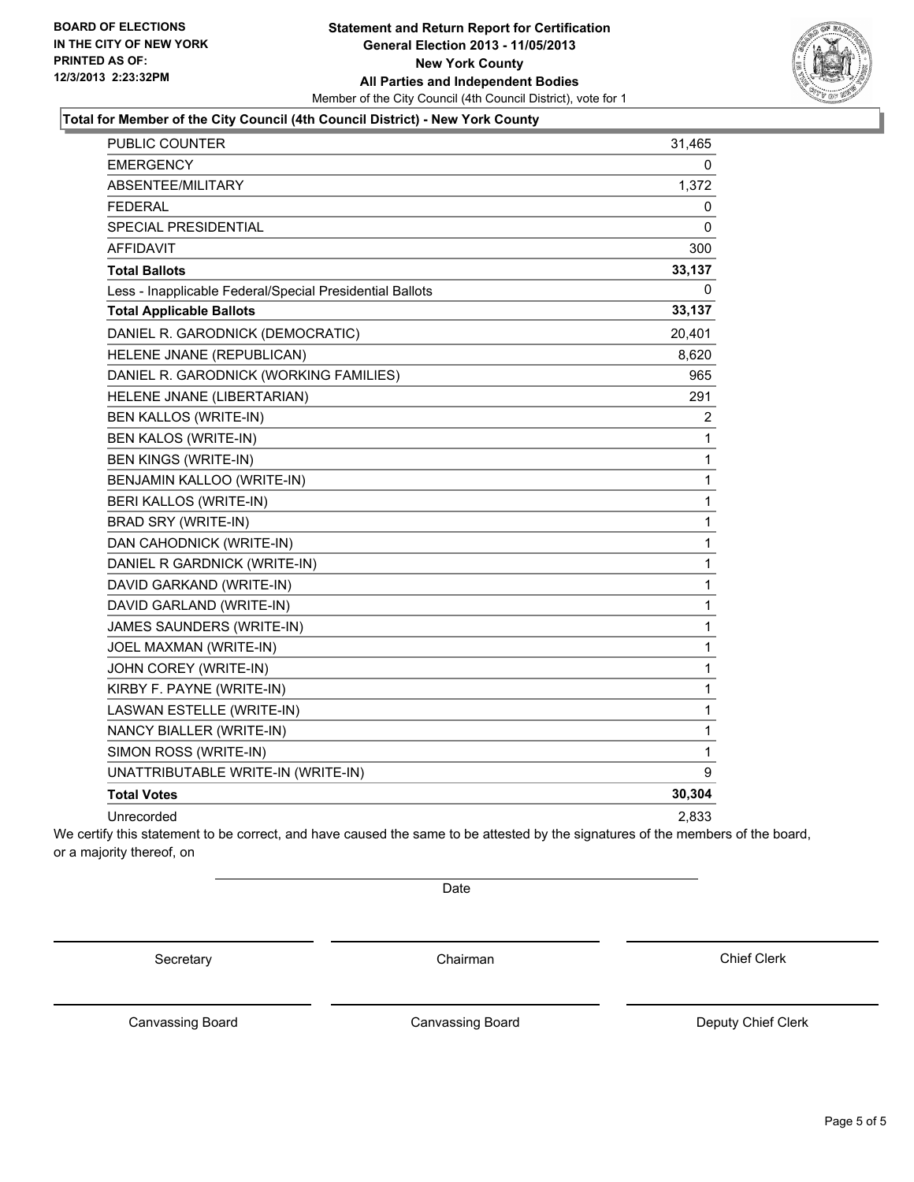**BOARD OF ELECTIONS IN THE CITY OF NEW YORK PRINTED AS OF: 12/3/2013 2:23:32PM**

**Statement and Return Report for Certification**
**General Election 2013 - 11/05/2013**
**New York County**
**All Parties and Independent Bodies**
Member of the City Council (4th Council District), vote for 1

### Total for Member of the City Council (4th Council District) - New York County

| | |
|---|---|
| PUBLIC COUNTER | 31,465 |
| EMERGENCY | 0 |
| ABSENTEE/MILITARY | 1,372 |
| FEDERAL | 0 |
| SPECIAL PRESIDENTIAL | 0 |
| AFFIDAVIT | 300 |
| **Total Ballots** | **33,137** |
| Less - Inapplicable Federal/Special Presidential Ballots | 0 |
| **Total Applicable Ballots** | **33,137** |
| DANIEL R. GARODNICK (DEMOCRATIC) | 20,401 |
| HELENE JNANE (REPUBLICAN) | 8,620 |
| DANIEL R. GARODNICK (WORKING FAMILIES) | 965 |
| HELENE JNANE (LIBERTARIAN) | 291 |
| BEN KALLOS (WRITE-IN) | 2 |
| BEN KALOS (WRITE-IN) | 1 |
| BEN KINGS (WRITE-IN) | 1 |
| BENJAMIN KALLOO (WRITE-IN) | 1 |
| BERI KALLOS (WRITE-IN) | 1 |
| BRAD SRY (WRITE-IN) | 1 |
| DAN CAHODNICK (WRITE-IN) | 1 |
| DANIEL R GARDNICK (WRITE-IN) | 1 |
| DAVID GARKAND (WRITE-IN) | 1 |
| DAVID GARLAND (WRITE-IN) | 1 |
| JAMES SAUNDERS (WRITE-IN) | 1 |
| JOEL MAXMAN (WRITE-IN) | 1 |
| JOHN COREY (WRITE-IN) | 1 |
| KIRBY F. PAYNE (WRITE-IN) | 1 |
| LASWAN ESTELLE (WRITE-IN) | 1 |
| NANCY BIALLER (WRITE-IN) | 1 |
| SIMON ROSS (WRITE-IN) | 1 |
| UNATTRIBUTABLE WRITE-IN (WRITE-IN) | 9 |
| **Total Votes** | **30,304** |
| Unrecorded | 2,833 |

We certify this statement to be correct, and have caused the same to be attested by the signatures of the members of the board, or a majority thereof, on

Date

Secretary

Chairman

Chief Clerk

Canvassing Board

Canvassing Board

Deputy Chief Clerk